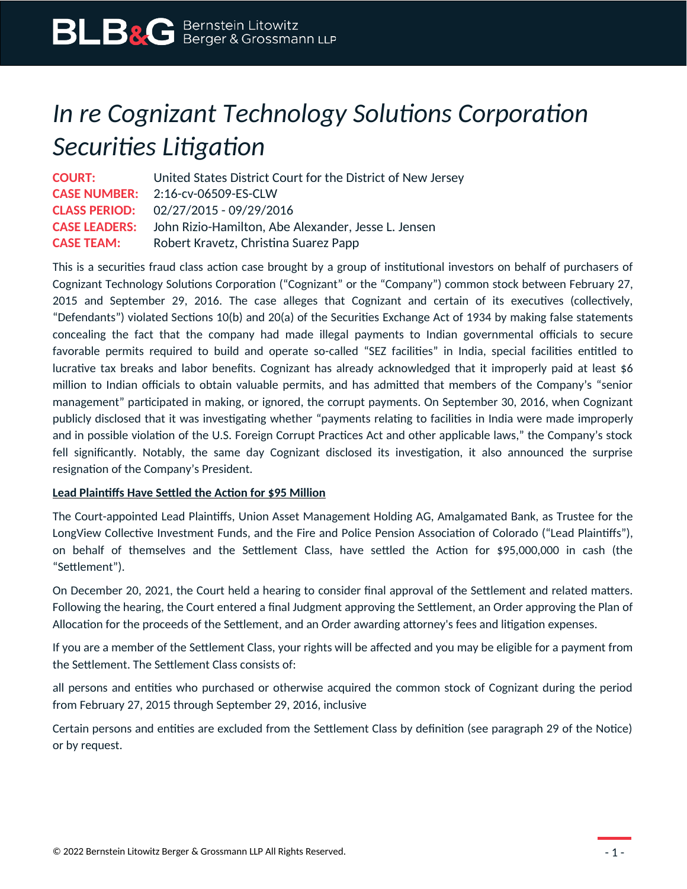# *In re Cognizant Technology Solutions Corporation Securities Litigation*

**COURT:** United States District Court for the District of New Jersey
**CASE NUMBER:** 2:16-cv-06509-ES-CLW
**CLASS PERIOD:** 02/27/2015 - 09/29/2016
**CASE LEADERS:** John Rizio-Hamilton, Abe Alexander, Jesse L. Jensen
**CASE TEAM:** Robert Kravetz, Christina Suarez Papp

This is a securities fraud class action case brought by a group of institutional investors on behalf of purchasers of Cognizant Technology Solutions Corporation ("Cognizant" or the "Company") common stock between February 27, 2015 and September 29, 2016. The case alleges that Cognizant and certain of its executives (collectively, "Defendants") violated Sections 10(b) and 20(a) of the Securities Exchange Act of 1934 by making false statements concealing the fact that the company had made illegal payments to Indian governmental officials to secure favorable permits required to build and operate so-called "SEZ facilities" in India, special facilities entitled to lucrative tax breaks and labor benefits. Cognizant has already acknowledged that it improperly paid at least $6 million to Indian officials to obtain valuable permits, and has admitted that members of the Company's "senior management" participated in making, or ignored, the corrupt payments. On September 30, 2016, when Cognizant publicly disclosed that it was investigating whether "payments relating to facilities in India were made improperly and in possible violation of the U.S. Foreign Corrupt Practices Act and other applicable laws," the Company's stock fell significantly. Notably, the same day Cognizant disclosed its investigation, it also announced the surprise resignation of the Company's President.

**Lead Plaintiffs Have Settled the Action for $95 Million**

The Court-appointed Lead Plaintiffs, Union Asset Management Holding AG, Amalgamated Bank, as Trustee for the LongView Collective Investment Funds, and the Fire and Police Pension Association of Colorado ("Lead Plaintiffs"), on behalf of themselves and the Settlement Class, have settled the Action for $95,000,000 in cash (the "Settlement").

On December 20, 2021, the Court held a hearing to consider final approval of the Settlement and related matters. Following the hearing, the Court entered a final Judgment approving the Settlement, an Order approving the Plan of Allocation for the proceeds of the Settlement, and an Order awarding attorney's fees and litigation expenses.

If you are a member of the Settlement Class, your rights will be affected and you may be eligible for a payment from the Settlement. The Settlement Class consists of:

all persons and entities who purchased or otherwise acquired the common stock of Cognizant during the period from February 27, 2015 through September 29, 2016, inclusive

Certain persons and entities are excluded from the Settlement Class by definition (see paragraph 29 of the Notice) or by request.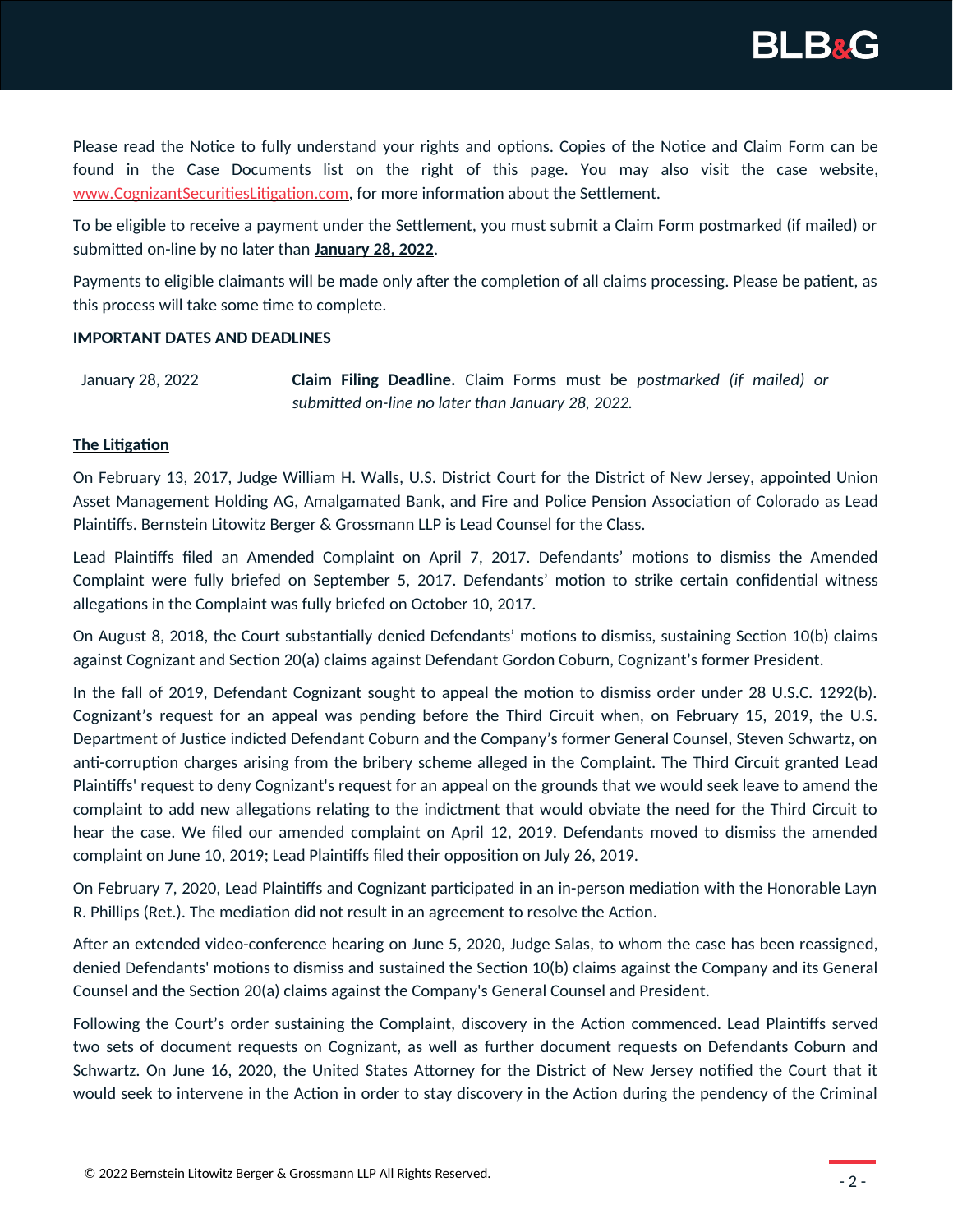Please read the Notice to fully understand your rights and options. Copies of the Notice and Claim Form can be found in the Case Documents list on the right of this page. You may also visit the case website, www.CognizantSecuritiesLitigation.com, for more information about the Settlement.

To be eligible to receive a payment under the Settlement, you must submit a Claim Form postmarked (if mailed) or submitted on-line by no later than **January 28, 2022**.

Payments to eligible claimants will be made only after the completion of all claims processing. Please be patient, as this process will take some time to complete.

**IMPORTANT DATES AND DEADLINES**

| | |
|---|---|
| January 28, 2022 | **Claim Filing Deadline.** Claim Forms must be *postmarked (if mailed) or submitted on-line no later than January 28, 2022.* |

**The Litigation**

On February 13, 2017, Judge William H. Walls, U.S. District Court for the District of New Jersey, appointed Union Asset Management Holding AG, Amalgamated Bank, and Fire and Police Pension Association of Colorado as Lead Plaintiffs. Bernstein Litowitz Berger & Grossmann LLP is Lead Counsel for the Class.

Lead Plaintiffs filed an Amended Complaint on April 7, 2017. Defendants' motions to dismiss the Amended Complaint were fully briefed on September 5, 2017. Defendants' motion to strike certain confidential witness allegations in the Complaint was fully briefed on October 10, 2017.

On August 8, 2018, the Court substantially denied Defendants' motions to dismiss, sustaining Section 10(b) claims against Cognizant and Section 20(a) claims against Defendant Gordon Coburn, Cognizant's former President.

In the fall of 2019, Defendant Cognizant sought to appeal the motion to dismiss order under 28 U.S.C. 1292(b). Cognizant's request for an appeal was pending before the Third Circuit when, on February 15, 2019, the U.S. Department of Justice indicted Defendant Coburn and the Company's former General Counsel, Steven Schwartz, on anti-corruption charges arising from the bribery scheme alleged in the Complaint. The Third Circuit granted Lead Plaintiffs' request to deny Cognizant's request for an appeal on the grounds that we would seek leave to amend the complaint to add new allegations relating to the indictment that would obviate the need for the Third Circuit to hear the case. We filed our amended complaint on April 12, 2019. Defendants moved to dismiss the amended complaint on June 10, 2019; Lead Plaintiffs filed their opposition on July 26, 2019.

On February 7, 2020, Lead Plaintiffs and Cognizant participated in an in-person mediation with the Honorable Layn R. Phillips (Ret.). The mediation did not result in an agreement to resolve the Action.

After an extended video-conference hearing on June 5, 2020, Judge Salas, to whom the case has been reassigned, denied Defendants' motions to dismiss and sustained the Section 10(b) claims against the Company and its General Counsel and the Section 20(a) claims against the Company's General Counsel and President.

Following the Court's order sustaining the Complaint, discovery in the Action commenced. Lead Plaintiffs served two sets of document requests on Cognizant, as well as further document requests on Defendants Coburn and Schwartz. On June 16, 2020, the United States Attorney for the District of New Jersey notified the Court that it would seek to intervene in the Action in order to stay discovery in the Action during the pendency of the Criminal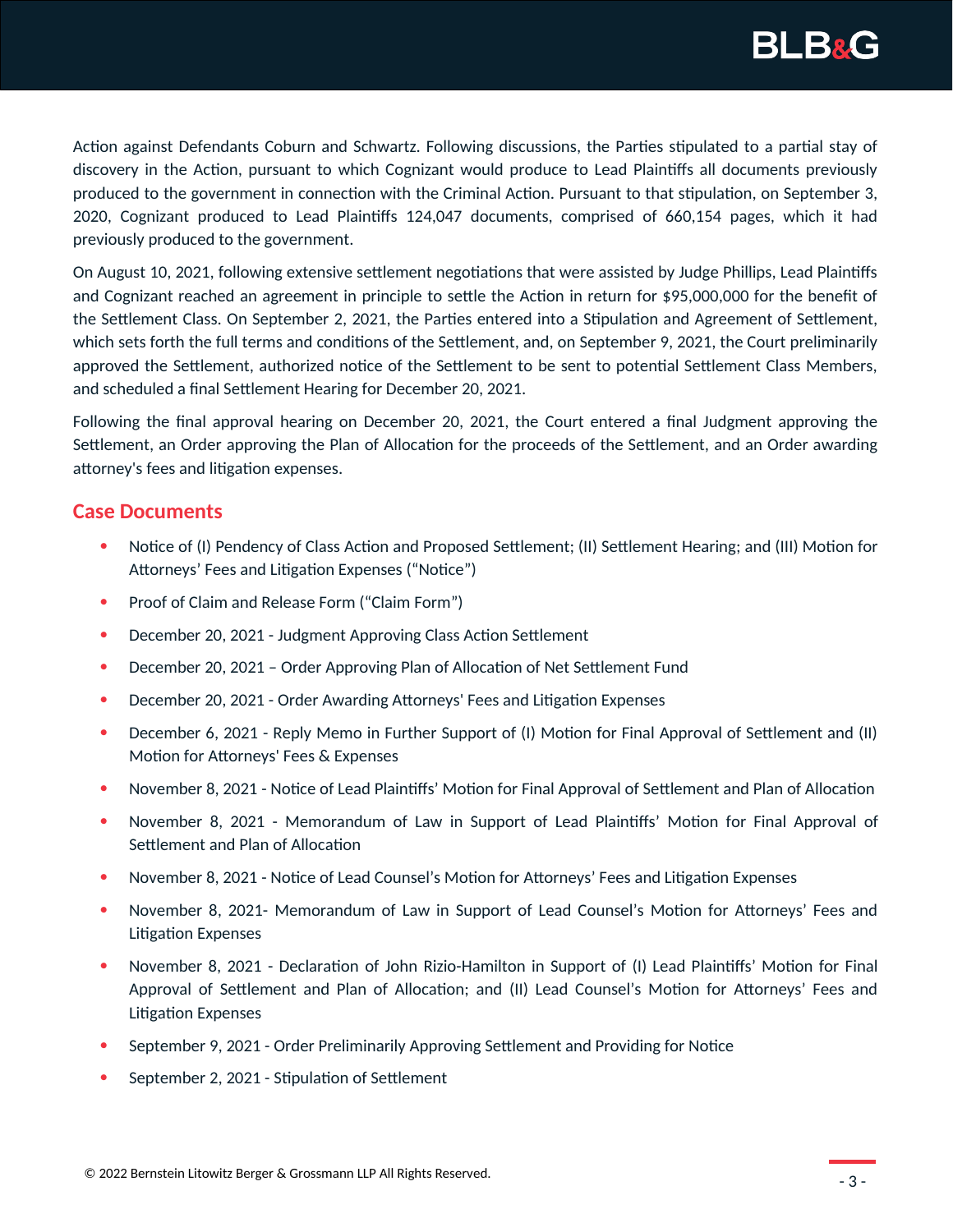Action against Defendants Coburn and Schwartz. Following discussions, the Parties stipulated to a partial stay of discovery in the Action, pursuant to which Cognizant would produce to Lead Plaintiffs all documents previously produced to the government in connection with the Criminal Action. Pursuant to that stipulation, on September 3, 2020, Cognizant produced to Lead Plaintiffs 124,047 documents, comprised of 660,154 pages, which it had previously produced to the government.

On August 10, 2021, following extensive settlement negotiations that were assisted by Judge Phillips, Lead Plaintiffs and Cognizant reached an agreement in principle to settle the Action in return for $95,000,000 for the benefit of the Settlement Class. On September 2, 2021, the Parties entered into a Stipulation and Agreement of Settlement, which sets forth the full terms and conditions of the Settlement, and, on September 9, 2021, the Court preliminarily approved the Settlement, authorized notice of the Settlement to be sent to potential Settlement Class Members, and scheduled a final Settlement Hearing for December 20, 2021.

Following the final approval hearing on December 20, 2021, the Court entered a final Judgment approving the Settlement, an Order approving the Plan of Allocation for the proceeds of the Settlement, and an Order awarding attorney's fees and litigation expenses.

## Case Documents

- Notice of (I) Pendency of Class Action and Proposed Settlement; (II) Settlement Hearing; and (III) Motion for Attorneys' Fees and Litigation Expenses ("Notice")
- Proof of Claim and Release Form ("Claim Form")
- December 20, 2021 - Judgment Approving Class Action Settlement
- December 20, 2021 – Order Approving Plan of Allocation of Net Settlement Fund
- December 20, 2021 - Order Awarding Attorneys' Fees and Litigation Expenses
- December 6, 2021 - Reply Memo in Further Support of (I) Motion for Final Approval of Settlement and (II) Motion for Attorneys' Fees & Expenses
- November 8, 2021 - Notice of Lead Plaintiffs' Motion for Final Approval of Settlement and Plan of Allocation
- November 8, 2021 - Memorandum of Law in Support of Lead Plaintiffs' Motion for Final Approval of Settlement and Plan of Allocation
- November 8, 2021 - Notice of Lead Counsel's Motion for Attorneys' Fees and Litigation Expenses
- November 8, 2021- Memorandum of Law in Support of Lead Counsel's Motion for Attorneys' Fees and Litigation Expenses
- November 8, 2021 - Declaration of John Rizio-Hamilton in Support of (I) Lead Plaintiffs' Motion for Final Approval of Settlement and Plan of Allocation; and (II) Lead Counsel's Motion for Attorneys' Fees and Litigation Expenses
- September 9, 2021 - Order Preliminarily Approving Settlement and Providing for Notice
- September 2, 2021 - Stipulation of Settlement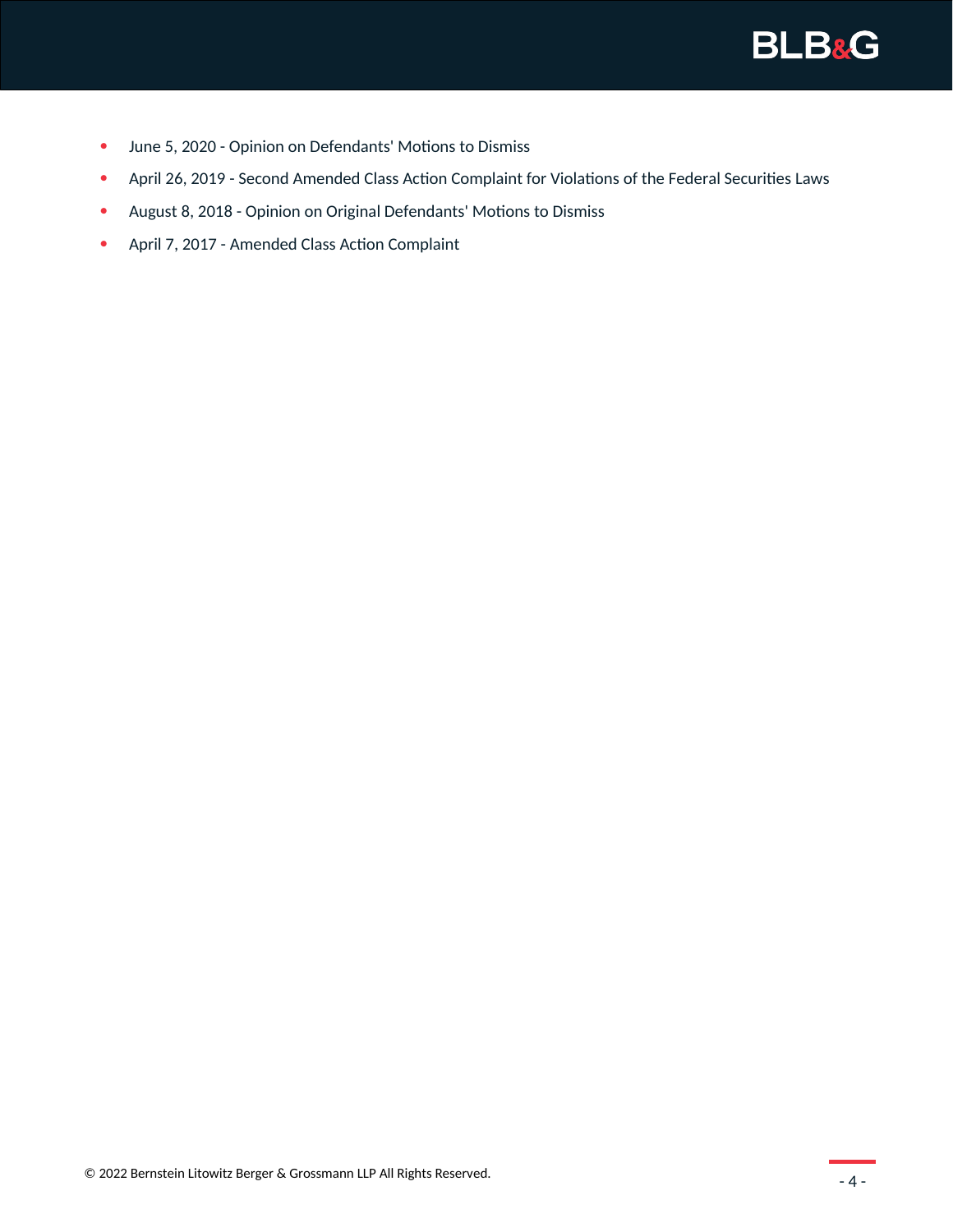- June 5, 2020 - Opinion on Defendants' Motions to Dismiss
- April 26, 2019 - Second Amended Class Action Complaint for Violations of the Federal Securities Laws
- August 8, 2018 - Opinion on Original Defendants' Motions to Dismiss
- April 7, 2017 - Amended Class Action Complaint